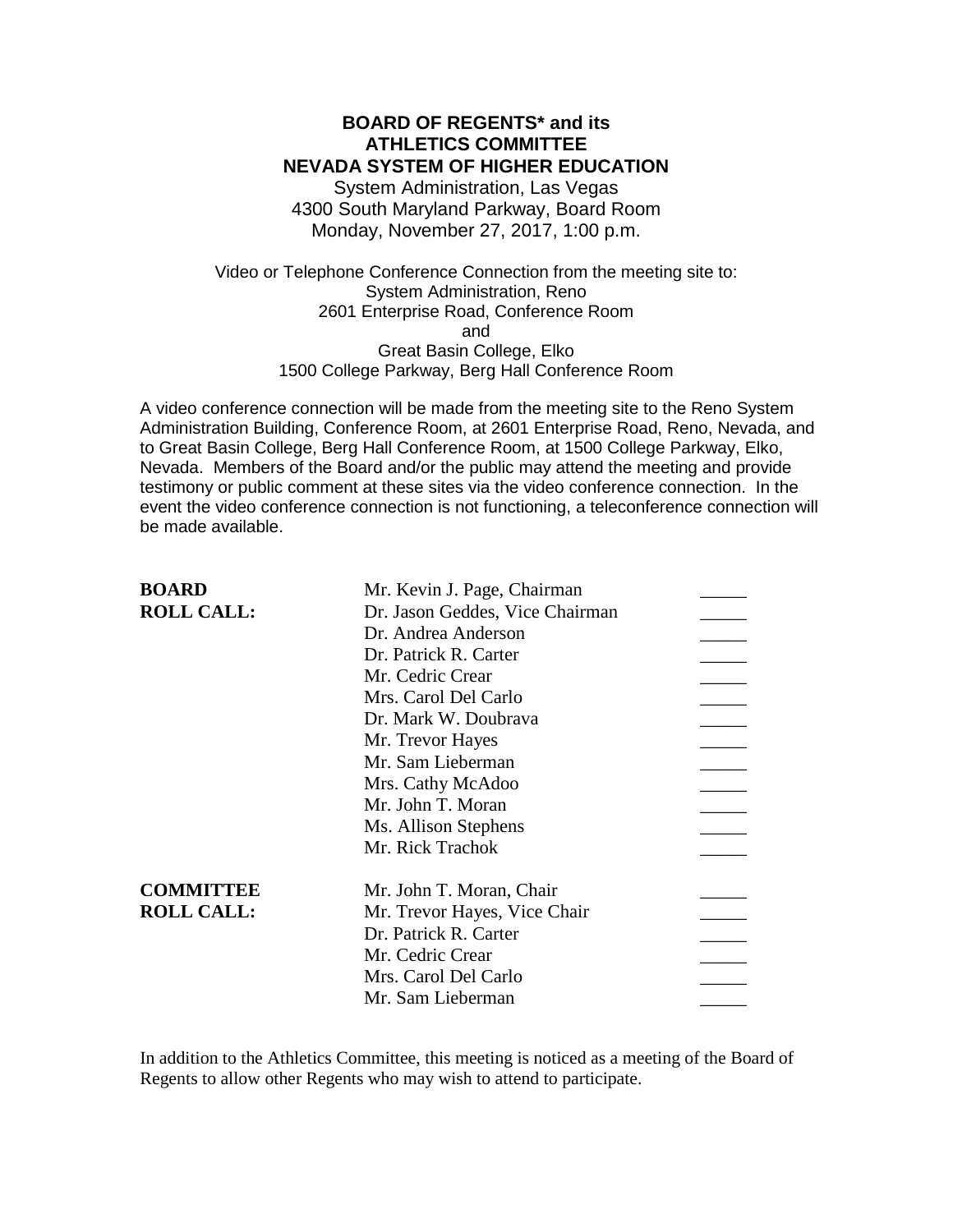# BOARD OF REGENTS* and its ATHLETICS COMMITTEE NEVADA SYSTEM OF HIGHER EDUCATION

System Administration, Las Vegas
4300 South Maryland Parkway, Board Room
Monday, November 27, 2017, 1:00 p.m.

Video or Telephone Conference Connection from the meeting site to:
System Administration, Reno
2601 Enterprise Road, Conference Room
and
Great Basin College, Elko
1500 College Parkway, Berg Hall Conference Room

A video conference connection will be made from the meeting site to the Reno System Administration Building, Conference Room, at 2601 Enterprise Road, Reno, Nevada, and to Great Basin College, Berg Hall Conference Room, at 1500 College Parkway, Elko, Nevada. Members of the Board and/or the public may attend the meeting and provide testimony or public comment at these sites via the video conference connection. In the event the video conference connection is not functioning, a teleconference connection will be made available.

| | | |
|---|---|---|
| **BOARD ROLL CALL:** | Mr. Kevin J. Page, Chairman | _____ |
| | Dr. Jason Geddes, Vice Chairman | _____ |
| | Dr. Andrea Anderson | _____ |
| | Dr. Patrick R. Carter | _____ |
| | Mr. Cedric Crear | _____ |
| | Mrs. Carol Del Carlo | _____ |
| | Dr. Mark W. Doubrava | _____ |
| | Mr. Trevor Hayes | _____ |
| | Mr. Sam Lieberman | _____ |
| | Mrs. Cathy McAdoo | _____ |
| | Mr. John T. Moran | _____ |
| | Ms. Allison Stephens | _____ |
| | Mr. Rick Trachok | _____ |
| **COMMITTEE ROLL CALL:** | Mr. John T. Moran, Chair | _____ |
| | Mr. Trevor Hayes, Vice Chair | _____ |
| | Dr. Patrick R. Carter | _____ |
| | Mr. Cedric Crear | _____ |
| | Mrs. Carol Del Carlo | _____ |
| | Mr. Sam Lieberman | _____ |

In addition to the Athletics Committee, this meeting is noticed as a meeting of the Board of Regents to allow other Regents who may wish to attend to participate.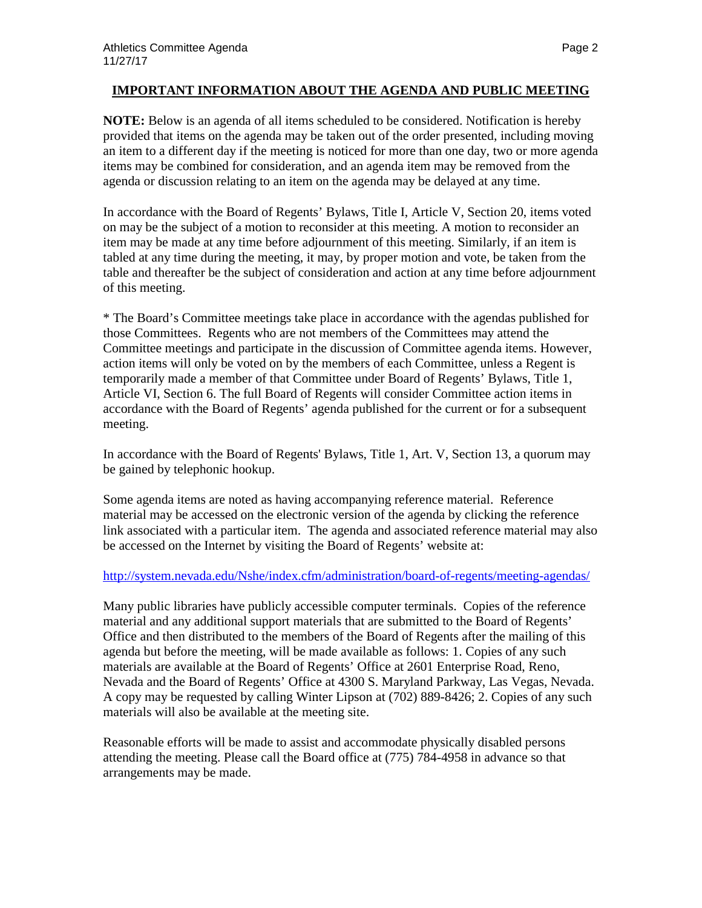## IMPORTANT INFORMATION ABOUT THE AGENDA AND PUBLIC MEETING

**NOTE:** Below is an agenda of all items scheduled to be considered. Notification is hereby provided that items on the agenda may be taken out of the order presented, including moving an item to a different day if the meeting is noticed for more than one day, two or more agenda items may be combined for consideration, and an agenda item may be removed from the agenda or discussion relating to an item on the agenda may be delayed at any time.

In accordance with the Board of Regents' Bylaws, Title I, Article V, Section 20, items voted on may be the subject of a motion to reconsider at this meeting. A motion to reconsider an item may be made at any time before adjournment of this meeting. Similarly, if an item is tabled at any time during the meeting, it may, by proper motion and vote, be taken from the table and thereafter be the subject of consideration and action at any time before adjournment of this meeting.

* The Board's Committee meetings take place in accordance with the agendas published for those Committees. Regents who are not members of the Committees may attend the Committee meetings and participate in the discussion of Committee agenda items. However, action items will only be voted on by the members of each Committee, unless a Regent is temporarily made a member of that Committee under Board of Regents' Bylaws, Title 1, Article VI, Section 6. The full Board of Regents will consider Committee action items in accordance with the Board of Regents' agenda published for the current or for a subsequent meeting.

In accordance with the Board of Regents' Bylaws, Title 1, Art. V, Section 13, a quorum may be gained by telephonic hookup.

Some agenda items are noted as having accompanying reference material. Reference material may be accessed on the electronic version of the agenda by clicking the reference link associated with a particular item. The agenda and associated reference material may also be accessed on the Internet by visiting the Board of Regents' website at:

http://system.nevada.edu/Nshe/index.cfm/administration/board-of-regents/meeting-agendas/

Many public libraries have publicly accessible computer terminals. Copies of the reference material and any additional support materials that are submitted to the Board of Regents' Office and then distributed to the members of the Board of Regents after the mailing of this agenda but before the meeting, will be made available as follows: 1. Copies of any such materials are available at the Board of Regents' Office at 2601 Enterprise Road, Reno, Nevada and the Board of Regents' Office at 4300 S. Maryland Parkway, Las Vegas, Nevada. A copy may be requested by calling Winter Lipson at (702) 889-8426; 2. Copies of any such materials will also be available at the meeting site.

Reasonable efforts will be made to assist and accommodate physically disabled persons attending the meeting. Please call the Board office at (775) 784-4958 in advance so that arrangements may be made.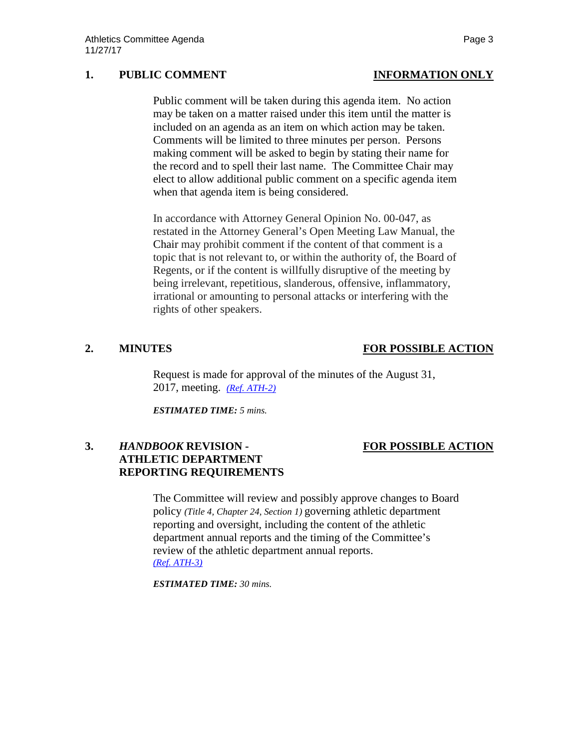## 1. PUBLIC COMMENT — INFORMATION ONLY

Public comment will be taken during this agenda item. No action may be taken on a matter raised under this item until the matter is included on an agenda as an item on which action may be taken. Comments will be limited to three minutes per person. Persons making comment will be asked to begin by stating their name for the record and to spell their last name. The Committee Chair may elect to allow additional public comment on a specific agenda item when that agenda item is being considered.

In accordance with Attorney General Opinion No. 00-047, as restated in the Attorney General's Open Meeting Law Manual, the Chair may prohibit comment if the content of that comment is a topic that is not relevant to, or within the authority of, the Board of Regents, or if the content is willfully disruptive of the meeting by being irrelevant, repetitious, slanderous, offensive, inflammatory, irrational or amounting to personal attacks or interfering with the rights of other speakers.

## 2. MINUTES — FOR POSSIBLE ACTION

Request is made for approval of the minutes of the August 31, 2017, meeting. *(Ref. ATH-2)*

***ESTIMATED TIME:*** *5 mins.*

## 3. *HANDBOOK* REVISION - ATHLETIC DEPARTMENT REPORTING REQUIREMENTS — FOR POSSIBLE ACTION

The Committee will review and possibly approve changes to Board policy *(Title 4, Chapter 24, Section 1)* governing athletic department reporting and oversight, including the content of the athletic department annual reports and the timing of the Committee's review of the athletic department annual reports. *(Ref. ATH-3)*

***ESTIMATED TIME:*** *30 mins.*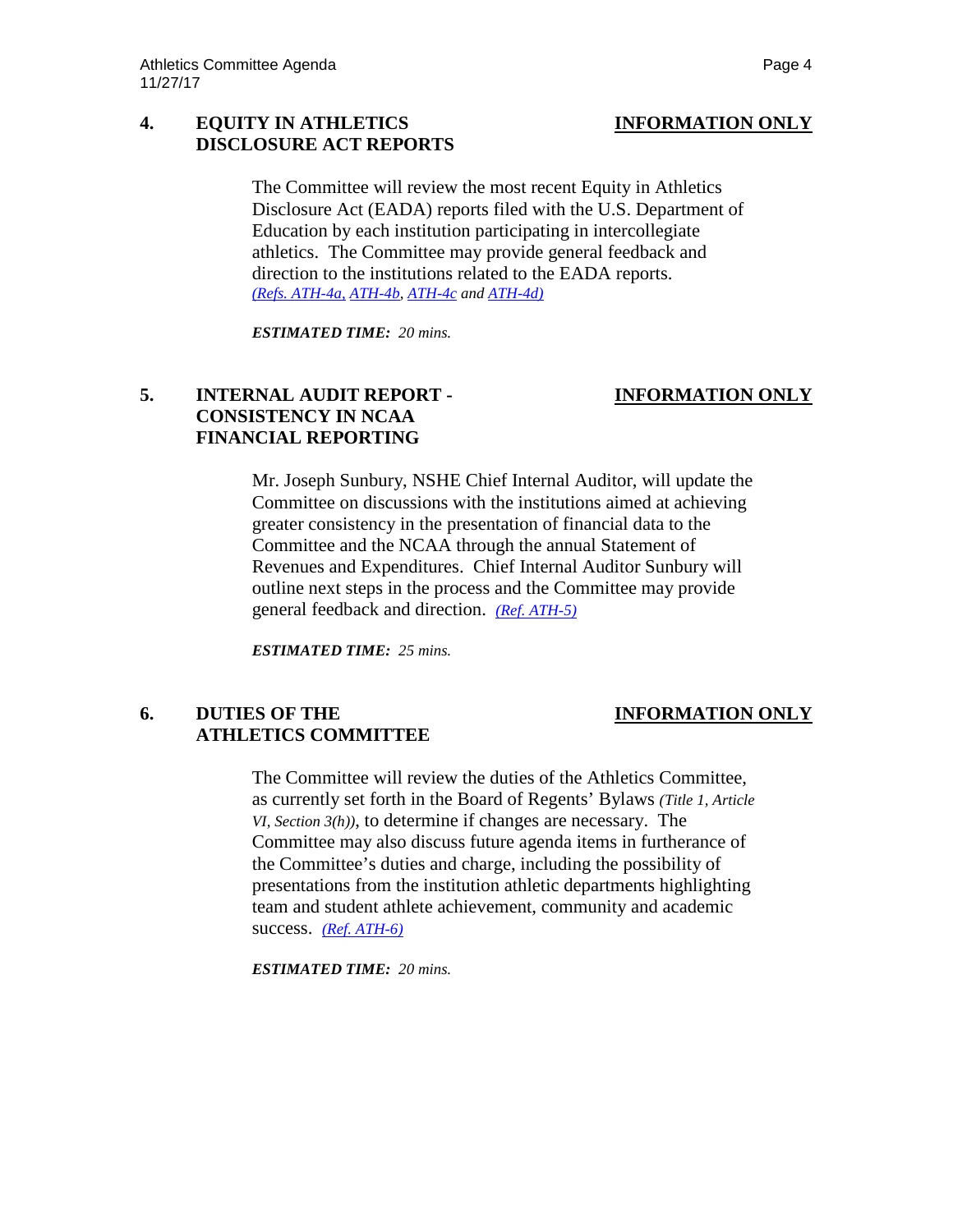**4. EQUITY IN ATHLETICS DISCLOSURE ACT REPORTS** **INFORMATION ONLY**

The Committee will review the most recent Equity in Athletics Disclosure Act (EADA) reports filed with the U.S. Department of Education by each institution participating in intercollegiate athletics. The Committee may provide general feedback and direction to the institutions related to the EADA reports. *(Refs. ATH-4a, ATH-4b, ATH-4c and ATH-4d)*

***ESTIMATED TIME:*** *20 mins.*

**5. INTERNAL AUDIT REPORT - CONSISTENCY IN NCAA FINANCIAL REPORTING** **INFORMATION ONLY**

Mr. Joseph Sunbury, NSHE Chief Internal Auditor, will update the Committee on discussions with the institutions aimed at achieving greater consistency in the presentation of financial data to the Committee and the NCAA through the annual Statement of Revenues and Expenditures. Chief Internal Auditor Sunbury will outline next steps in the process and the Committee may provide general feedback and direction. *(Ref. ATH-5)*

***ESTIMATED TIME:*** *25 mins.*

**6. DUTIES OF THE ATHLETICS COMMITTEE** **INFORMATION ONLY**

The Committee will review the duties of the Athletics Committee, as currently set forth in the Board of Regents' Bylaws *(Title 1, Article VI, Section 3(h))*, to determine if changes are necessary. The Committee may also discuss future agenda items in furtherance of the Committee's duties and charge, including the possibility of presentations from the institution athletic departments highlighting team and student athlete achievement, community and academic success. *(Ref. ATH-6)*

***ESTIMATED TIME:*** *20 mins.*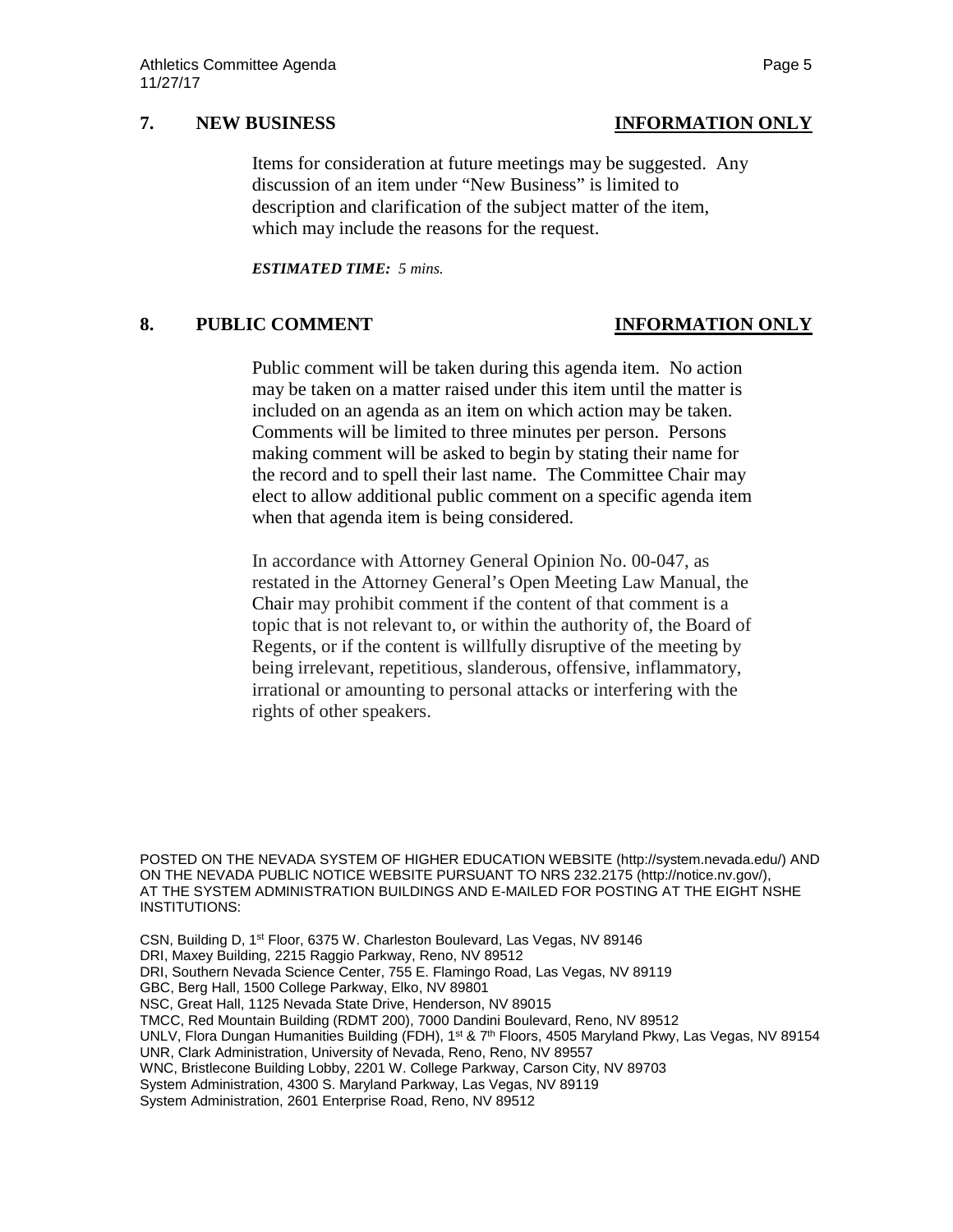**7. NEW BUSINESS** **INFORMATION ONLY**

Items for consideration at future meetings may be suggested. Any discussion of an item under "New Business" is limited to description and clarification of the subject matter of the item, which may include the reasons for the request.

***ESTIMATED TIME:*** *5 mins.*

**8. PUBLIC COMMENT** **INFORMATION ONLY**

Public comment will be taken during this agenda item. No action may be taken on a matter raised under this item until the matter is included on an agenda as an item on which action may be taken. Comments will be limited to three minutes per person. Persons making comment will be asked to begin by stating their name for the record and to spell their last name. The Committee Chair may elect to allow additional public comment on a specific agenda item when that agenda item is being considered.

In accordance with Attorney General Opinion No. 00-047, as restated in the Attorney General's Open Meeting Law Manual, the Chair may prohibit comment if the content of that comment is a topic that is not relevant to, or within the authority of, the Board of Regents, or if the content is willfully disruptive of the meeting by being irrelevant, repetitious, slanderous, offensive, inflammatory, irrational or amounting to personal attacks or interfering with the rights of other speakers.

POSTED ON THE NEVADA SYSTEM OF HIGHER EDUCATION WEBSITE (http://system.nevada.edu/) AND ON THE NEVADA PUBLIC NOTICE WEBSITE PURSUANT TO NRS 232.2175 (http://notice.nv.gov/), AT THE SYSTEM ADMINISTRATION BUILDINGS AND E-MAILED FOR POSTING AT THE EIGHT NSHE INSTITUTIONS:

CSN, Building D, 1st Floor, 6375 W. Charleston Boulevard, Las Vegas, NV 89146
DRI, Maxey Building, 2215 Raggio Parkway, Reno, NV 89512
DRI, Southern Nevada Science Center, 755 E. Flamingo Road, Las Vegas, NV 89119
GBC, Berg Hall, 1500 College Parkway, Elko, NV 89801
NSC, Great Hall, 1125 Nevada State Drive, Henderson, NV 89015
TMCC, Red Mountain Building (RDMT 200), 7000 Dandini Boulevard, Reno, NV 89512
UNLV, Flora Dungan Humanities Building (FDH), 1st & 7th Floors, 4505 Maryland Pkwy, Las Vegas, NV 89154
UNR, Clark Administration, University of Nevada, Reno, Reno, NV 89557
WNC, Bristlecone Building Lobby, 2201 W. College Parkway, Carson City, NV 89703
System Administration, 4300 S. Maryland Parkway, Las Vegas, NV 89119
System Administration, 2601 Enterprise Road, Reno, NV 89512